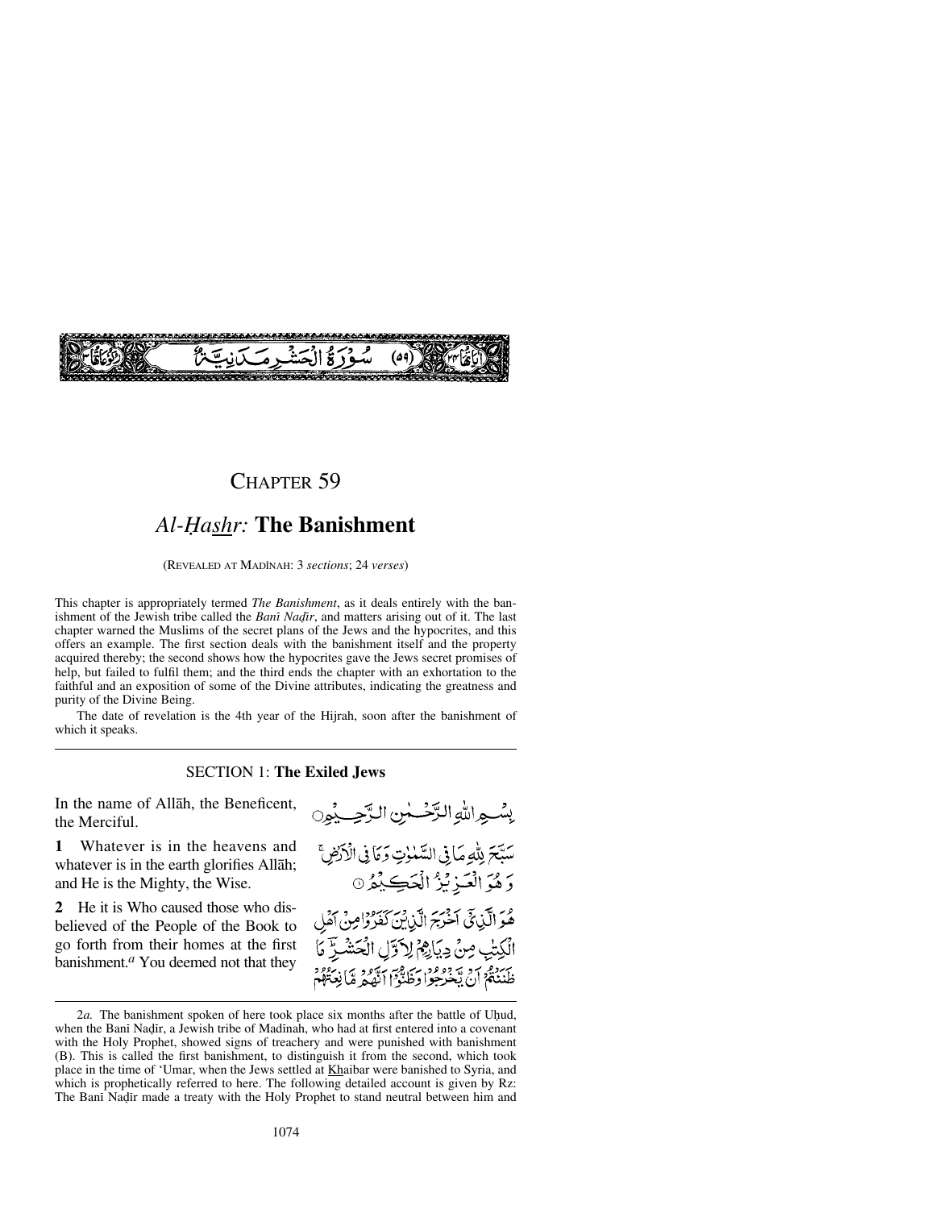سُورَةُ الْحَشْرِ مَدَنِيَّةٌ (٥٩)

# CHAPTER 59

## *Al-Ḥashr:* The Banishment

(REVEALED AT MADĪNAH: 3 *sections*; 24 *verses*)

This chapter is appropriately termed *The Banishment*, as it deals entirely with the banishment of the Jewish tribe called the *Banī Naḍīr*, and matters arising out of it. The last chapter warned the Muslims of the secret plans of the Jews and the hypocrites, and this offers an example. The first section deals with the banishment itself and the property acquired thereby; the second shows how the hypocrites gave the Jews secret promises of help, but failed to fulfil them; and the third ends the chapter with an exhortation to the faithful and an exposition of some of the Divine attributes, indicating the greatness and purity of the Divine Being.

The date of revelation is the 4th year of the Hijrah, soon after the banishment of which it speaks.

### SECTION 1: The Exiled Jews

In the name of Allāh, the Beneficent, the Merciful.

بِسْمِ اللّٰهِ الرَّحْمٰنِ الرَّحِيْمِ

**1** Whatever is in the heavens and whatever is in the earth glorifies Allāh; and He is the Mighty, the Wise.

سَبَّحَ لِلّٰهِ مَا فِي السَّمٰوٰتِ وَمَا فِي الْاَرْضِ ۚ وَهُوَ الْعَزِيْزُ الْحَكِيْمُ ①

**2** He it is Who caused those who disbelieved of the People of the Book to go forth from their homes at the first banishment.[a] You deemed not that they

هُوَ الَّذِيْٓ اَخْرَجَ الَّذِيْنَ كَفَرُوْا مِنْ اَهْلِ الْكِتٰبِ مِنْ دِيَارِهِمْ لِاَوَّلِ الْحَشْرِ ۗ مَا ظَنَنْتُمْ اَنْ يَّخْرُجُوْا وَظَنُّوْٓا اَنَّهُمْ مَّانِعَتُهُمْ

---

2*a.* The banishment spoken of here took place six months after the battle of Uḥud, when the Banī Naḍīr, a Jewish tribe of Madinah, who had at first entered into a covenant with the Holy Prophet, showed signs of treachery and were punished with banishment (B). This is called the first banishment, to distinguish it from the second, which took place in the time of 'Umar, when the Jews settled at Khaibar were banished to Syria, and which is prophetically referred to here. The following detailed account is given by Rz: The Banī Naḍīr made a treaty with the Holy Prophet to stand neutral between him and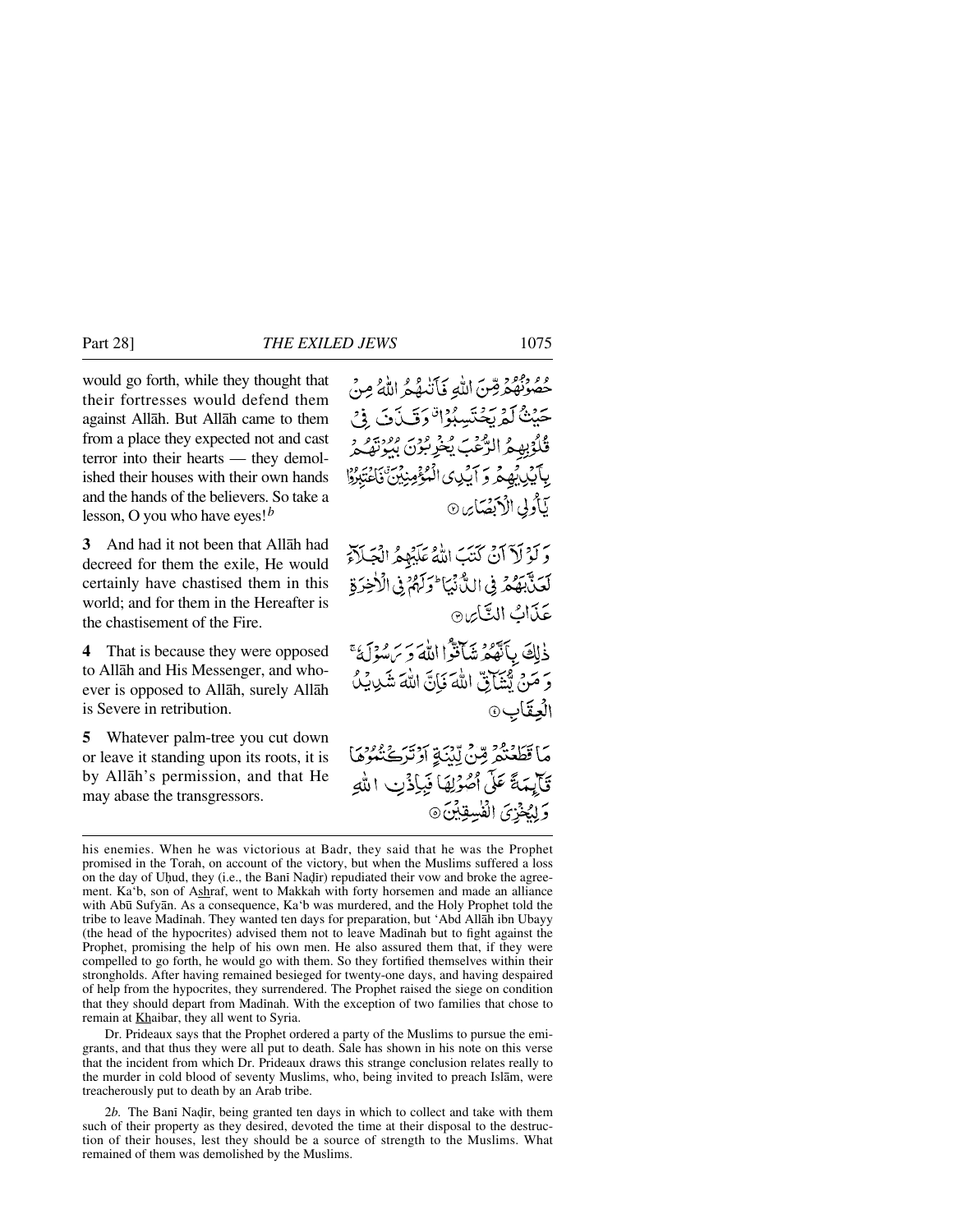would go forth, while they thought that their fortresses would defend them against Allāh. But Allāh came to them from a place they expected not and cast terror into their hearts — they demolished their houses with their own hands and the hands of the believers. So take a lesson, O you who have eyes![b]

حُصُوْنُهُمْ مِّنَ اللّٰهِ فَاَتٰىهُمُ اللّٰهُ مِنْ حَيْثُ لَمْ يَحْتَسِبُوْا ۖ وَقَذَفَ فِيْ قُلُوْبِهِمُ الرُّعْبَ يُخْرِبُوْنَ بُيُوْتَهُمْ بِاَيْدِيْهِمْ وَاَيْدِي الْمُؤْمِنِيْنَ ۖ فَاعْتَبِرُوْا يٰۤاُولِي الْاَبْصَارِ ﴿۲﴾

**3** And had it not been that Allāh had decreed for them the exile, He would certainly have chastised them in this world; and for them in the Hereafter is the chastisement of the Fire.

وَلَوْلَاۤ اَنْ كَتَبَ اللّٰهُ عَلَيْهِمُ الْجَلَآءَ لَعَذَّبَهُمْ فِي الدُّنْيَا ۖ وَلَهُمْ فِي الْاٰخِرَةِ عَذَابُ النَّارِ ﴿۳﴾

**4** That is because they were opposed to Allāh and His Messenger, and whoever is opposed to Allāh, surely Allāh is Severe in retribution.

ذٰلِكَ بِاَنَّهُمْ شَآقُّوا اللّٰهَ وَرَسُوْلَهٗ ۚ وَمَنْ يُّشَآقِّ اللّٰهَ فَاِنَّ اللّٰهَ شَدِيْدُ الْعِقَابِ ﴿۴﴾

**5** Whatever palm-tree you cut down or leave it standing upon its roots, it is by Allāh's permission, and that He may abase the transgressors.

مَا قَطَعْتُمْ مِّنْ لِّيْنَةٍ اَوْ تَرَكْتُمُوْهَا قَآئِمَةً عَلٰۤى اُصُوْلِهَا فَبِاِذْنِ اللّٰهِ وَلِيُخْزِيَ الْفٰسِقِيْنَ ﴿۵﴾

---

his enemies. When he was victorious at Badr, they said that he was the Prophet promised in the Torah, on account of the victory, but when the Muslims suffered a loss on the day of Uḥud, they (i.e., the Banī Naḍīr) repudiated their vow and broke the agreement. Ka'b, son of Ashraf, went to Makkah with forty horsemen and made an alliance with Abū Sufyān. As a consequence, Ka'b was murdered, and the Holy Prophet told the tribe to leave Madīnah. They wanted ten days for preparation, but 'Abd Allāh ibn Ubayy (the head of the hypocrites) advised them not to leave Madīnah but to fight against the Prophet, promising the help of his own men. He also assured them that, if they were compelled to go forth, he would go with them. So they fortified themselves within their strongholds. After having remained besieged for twenty-one days, and having despaired of help from the hypocrites, they surrendered. The Prophet raised the siege on condition that they should depart from Madīnah. With the exception of two families that chose to remain at Khaibar, they all went to Syria.

Dr. Prideaux says that the Prophet ordered a party of the Muslims to pursue the emigrants, and that thus they were all put to death. Sale has shown in his note on this verse that the incident from which Dr. Prideaux draws this strange conclusion relates really to the murder in cold blood of seventy Muslims, who, being invited to preach Islām, were treacherously put to death by an Arab tribe.

2*b*. The Banī Naḍīr, being granted ten days in which to collect and take with them such of their property as they desired, devoted the time at their disposal to the destruction of their houses, lest they should be a source of strength to the Muslims. What remained of them was demolished by the Muslims.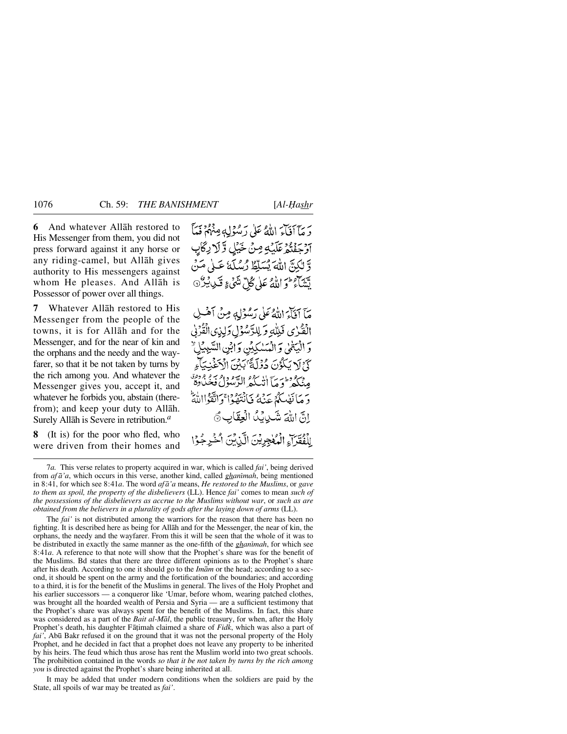**6** And whatever Allāh restored to His Messenger from them, you did not press forward against it any horse or any riding-camel, but Allāh gives authority to His messengers against whom He pleases. And Allāh is Possessor of power over all things.

وَ مَآ اَفَآءَ اللّٰهُ عَلٰی رَسُوۡلِهٖ مِنۡهُمۡ فَمَاۤ اَوۡجَفۡتُمۡ عَلَیۡهِ مِنۡ خَیۡلٍ وَّ لَا رِکَابٍ وَّ لٰکِنَّ اللّٰهَ یُسَلِّطُ رُسُلَهٗ عَلٰی مَنۡ یَّشَآءُ ؕ وَ اللّٰهُ عَلٰی کُلِّ شَیۡءٍ قَدِیۡرٌ ﴿۶﴾

**7** Whatever Allāh restored to His Messenger from the people of the towns, it is for Allāh and for the Messenger, and for the near of kin and the orphans and the needy and the wayfarer, so that it be not taken by turns by the rich among you. And whatever the Messenger gives you, accept it, and whatever he forbids you, abstain (therefrom); and keep your duty to Allāh. Surely Allāh is Severe in retribution.[a]

مَاۤ اَفَآءَ اللّٰهُ عَلٰی رَسُوۡلِهٖ مِنۡ اَهۡلِ الۡقُرٰی فَلِلّٰهِ وَ لِلرَّسُوۡلِ وَ لِذِی الۡقُرۡبٰی وَ الۡیَتٰمٰی وَ الۡمَسٰکِیۡنِ وَ ابۡنِ السَّبِیۡلِ ۙ کَیۡ لَا یَکُوۡنَ دُوۡلَۃًۢ بَیۡنَ الۡاَغۡنِیَآءِ مِنۡکُمۡ ؕ وَ مَاۤ اٰتٰىکُمُ الرَّسُوۡلُ فَخُذُوۡهُ ٭ وَ مَا نَهٰىکُمۡ عَنۡهُ فَانۡتَهُوۡا ۚ وَ اتَّقُوا اللّٰهَ ؕ اِنَّ اللّٰهَ شَدِیۡدُ الۡعِقَابِ ۘ﴿۷﴾

**8** (It is) for the poor who fled, who were driven from their homes and

لِلۡفُقَرَآءِ الۡمُهٰجِرِیۡنَ الَّذِیۡنَ اُخۡرِجُوۡا

---

7*a*. This verse relates to property acquired in war, which is called *fai'*, being derived from *afā'a*, which occurs in this verse, another kind, called *ghanīmah*, being mentioned in 8:41, for which see 8:41*a*. The word *afā'a* means, *He restored to the Muslims*, or *gave to them as spoil, the property of the disbelievers* (LL). Hence *fai'* comes to mean *such of the possessions of the disbelievers as accrue to the Muslims without war*, or *such as are obtained from the believers in a plurality of gods after the laying down of arms* (LL).

The *fai'* is not distributed among the warriors for the reason that there has been no fighting. It is described here as being for Allāh and for the Messenger, the near of kin, the orphans, the needy and the wayfarer. From this it will be seen that the whole of it was to be distributed in exactly the same manner as the one-fifth of the *ghanīmah*, for which see 8:41*a*. A reference to that note will show that the Prophet's share was for the benefit of the Muslims. Bd states that there are three different opinions as to the Prophet's share after his death. According to one it should go to the *Imām* or the head; according to a second, it should be spent on the army and the fortification of the boundaries; and according to a third, it is for the benefit of the Muslims in general. The lives of the Holy Prophet and his earlier successors — a conqueror like 'Umar, before whom, wearing patched clothes, was brought all the hoarded wealth of Persia and Syria — are a sufficient testimony that the Prophet's share was always spent for the benefit of the Muslims. In fact, this share was considered as a part of the *Bait al-Māl*, the public treasury, for when, after the Holy Prophet's death, his daughter Fāṭimah claimed a share of *Fidk*, which was also a part of *fai'*, Abū Bakr refused it on the ground that it was not the personal property of the Holy Prophet, and he decided in fact that a prophet does not leave any property to be inherited by his heirs. The feud which thus arose has rent the Muslim world into two great schools. The prohibition contained in the words *so that it be not taken by turns by the rich among you* is directed against the Prophet's share being inherited at all.

It may be added that under modern conditions when the soldiers are paid by the State, all spoils of war may be treated as *fai'*.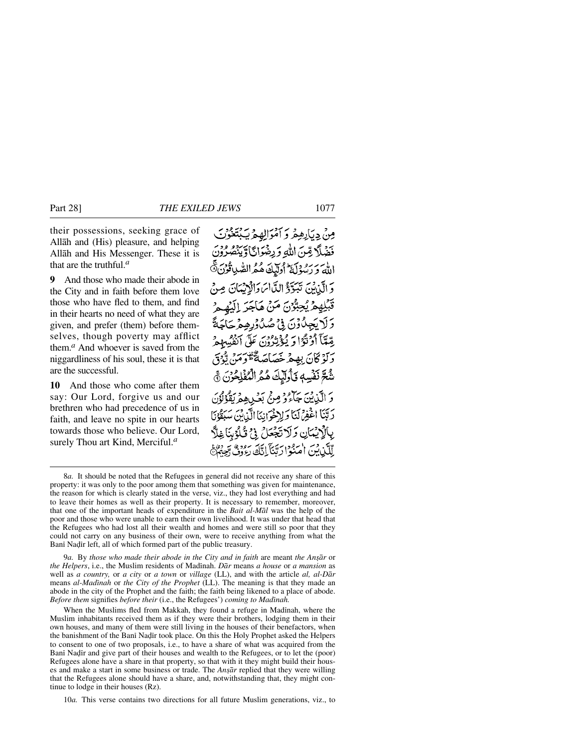their possessions, seeking grace of Allāh and (His) pleasure, and helping Allāh and His Messenger. These it is that are the truthful.[a]

مِنۡ دِیَارِہِمۡ وَ اَمۡوَالِہِمۡ یَبۡتَغُوۡنَ فَضۡلًا مِّنَ اللّٰہِ وَ رِضۡوَانًا وَّ یَنۡصُرُوۡنَ اللّٰہَ وَ رَسُوۡلَہٗ ؕ اُولٰٓئِکَ ہُمُ الصّٰدِقُوۡنَ ۚ﴿۸﴾

**9** And those who made their abode in the City and in faith before them love those who have fled to them, and find in their hearts no need of what they are given, and prefer (them) before themselves, though poverty may afflict them.[a] And whoever is saved from the niggardliness of his soul, these it is that are the successful.

وَ الَّذِیۡنَ تَبَوَّؤُ الدَّارَ وَ الۡاِیۡمَانَ مِنۡ قَبۡلِہِمۡ یُحِبُّوۡنَ مَنۡ ہَاجَرَ اِلَیۡہِمۡ وَ لَا یَجِدُوۡنَ فِیۡ صُدُوۡرِہِمۡ حَاجَۃً مِّمَّاۤ اُوۡتُوۡا وَ یُؤۡثِرُوۡنَ عَلٰۤی اَنۡفُسِہِمۡ وَ لَوۡ کَانَ بِہِمۡ خَصَاصَۃٌ ؕ۟ وَ مَنۡ یُّوۡقَ شُحَّ نَفۡسِہٖ فَاُولٰٓئِکَ ہُمُ الۡمُفۡلِحُوۡنَ ۚ﴿۹﴾

**10** And those who come after them say: Our Lord, forgive us and our brethren who had precedence of us in faith, and leave no spite in our hearts towards those who believe. Our Lord, surely Thou art Kind, Merciful.[a]

وَ الَّذِیۡنَ جَآءُوۡ مِنۡۢ بَعۡدِہِمۡ یَقُوۡلُوۡنَ رَبَّنَا اغۡفِرۡ لَنَا وَ لِاِخۡوَانِنَا الَّذِیۡنَ سَبَقُوۡنَا بِالۡاِیۡمَانِ وَ لَا تَجۡعَلۡ فِیۡ قُلُوۡبِنَا غِلًّا لِّلَّذِیۡنَ اٰمَنُوۡا رَبَّنَاۤ اِنَّکَ رَءُوۡفٌ رَّحِیۡمٌ ﴿۱۰﴾

---

8*a.* It should be noted that the Refugees in general did not receive any share of this property: it was only to the poor among them that something was given for maintenance, the reason for which is clearly stated in the verse, viz., they had lost everything and had to leave their homes as well as their property. It is necessary to remember, moreover, that one of the important heads of expenditure in the *Bait al-Māl* was the help of the poor and those who were unable to earn their own livelihood. It was under that head that the Refugees who had lost all their wealth and homes and were still so poor that they could not carry on any business of their own, were to receive anything from what the Banī Naḍīr left, all of which formed part of the public treasury.

9*a.* By *those who made their abode in the City and in faith* are meant *the Anṣār* or *the Helpers*, i.e., the Muslim residents of Madīnah. *Dār* means *a house* or *a mansion* as well as *a country,* or *a city* or *a town* or *village* (LL), and with the article *al, al-Dār* means *al-Madīnah* or *the City of the Prophet* (LL). The meaning is that they made an abode in the city of the Prophet and the faith; the faith being likened to a place of abode. *Before them* signifies *before their* (i.e., the Refugees') *coming to Madīnah.*

When the Muslims fled from Makkah, they found a refuge in Madīnah, where the Muslim inhabitants received them as if they were their brothers, lodging them in their own houses, and many of them were still living in the houses of their benefactors, when the banishment of the Banī Naḍīr took place. On this the Holy Prophet asked the Helpers to consent to one of two proposals, i.e., to have a share of what was acquired from the Banī Naḍīr and give part of their houses and wealth to the Refugees, or to let the (poor) Refugees alone have a share in that property, so that with it they might build their houses and make a start in some business or trade. The *Anṣār* replied that they were willing that the Refugees alone should have a share, and, notwithstanding that, they might continue to lodge in their houses (Rz).

10*a.* This verse contains two directions for all future Muslim generations, viz., to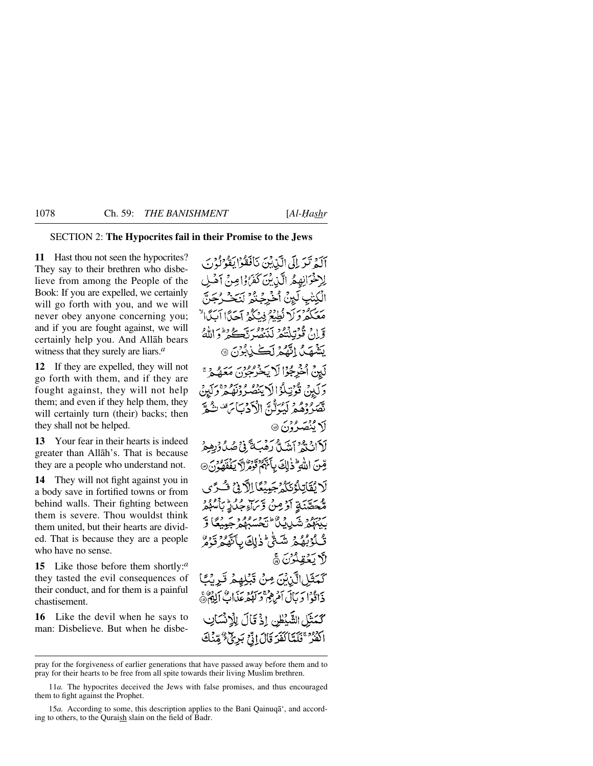## SECTION 2: **The Hypocrites fail in their Promise to the Jews**

**11** Hast thou not seen the hypocrites? They say to their brethren who disbelieve from among the People of the Book: If you are expelled, we certainly will go forth with you, and we will never obey anyone concerning you; and if you are fought against, we will certainly help you. And Allāh bears witness that they surely are liars.[a]

أَلَمْ تَرَ إِلَى الَّذِينَ نَافَقُوا يَقُولُونَ لِإِخْوَانِهِمُ الَّذِينَ كَفَرُوا مِنْ أَهْلِ الْكِتَابِ لَئِنْ أُخْرِجْتُمْ لَنَخْرُجَنَّ مَعَكُمْ وَلَا نُطِيعُ فِيكُمْ أَحَدًا أَبَدًا وَإِنْ قُوتِلْتُمْ لَنَنْصُرَنَّكُمْ وَاللَّهُ يَشْهَدُ إِنَّهُمْ لَكَاذِبُونَ ﴿١١﴾

**12** If they are expelled, they will not go forth with them, and if they are fought against, they will not help them; and even if they help them, they will certainly turn (their) backs; then they shall not be helped.

لَئِنْ أُخْرِجُوا لَا يَخْرُجُونَ مَعَهُمْ وَلَئِنْ قُوتِلُوا لَا يَنْصُرُونَهُمْ وَلَئِنْ نَصَرُوهُمْ لَيُوَلُّنَّ الْأَدْبَارَ ثُمَّ لَا يُنْصَرُونَ ﴿١٢﴾

**13** Your fear in their hearts is indeed greater than Allāh's. That is because they are a people who understand not.

لَأَنْتُمْ أَشَدُّ رَهْبَةً فِي صُدُورِهِمْ مِنَ اللَّهِ ذَٰلِكَ بِأَنَّهُمْ قَوْمٌ لَا يَفْقَهُونَ ﴿١٣﴾

**14** They will not fight against you in a body save in fortified towns or from behind walls. Their fighting between them is severe. Thou wouldst think them united, but their hearts are divided. That is because they are a people who have no sense.

لَا يُقَاتِلُونَكُمْ جَمِيعًا إِلَّا فِي قُرًى مُحَصَّنَةٍ أَوْ مِنْ وَرَاءِ جُدُرٍ بَأْسُهُمْ بَيْنَهُمْ شَدِيدٌ تَحْسَبُهُمْ جَمِيعًا وَقُلُوبُهُمْ شَتَّىٰ ذَٰلِكَ بِأَنَّهُمْ قَوْمٌ لَا يَعْقِلُونَ ﴿١٤﴾

**15** Like those before them shortly:[a] they tasted the evil consequences of their conduct, and for them is a painful chastisement.

كَمَثَلِ الَّذِينَ مِنْ قَبْلِهِمْ قَرِيبًا ذَاقُوا وَبَالَ أَمْرِهِمْ وَلَهُمْ عَذَابٌ أَلِيمٌ ﴿١٥﴾

**16** Like the devil when he says to man: Disbelieve. But when he disbe-

كَمَثَلِ الشَّيْطَانِ إِذْ قَالَ لِلْإِنْسَانِ اكْفُرْ فَلَمَّا كَفَرَ قَالَ إِنِّي بَرِيءٌ مِنْكَ

---

pray for the forgiveness of earlier generations that have passed away before them and to pray for their hearts to be free from all spite towards their living Muslim brethren.

11*a.* The hypocrites deceived the Jews with false promises, and thus encouraged them to fight against the Prophet.

15*a.* According to some, this description applies to the Banī Qainuqā', and according to others, to the Quraish slain on the field of Badr.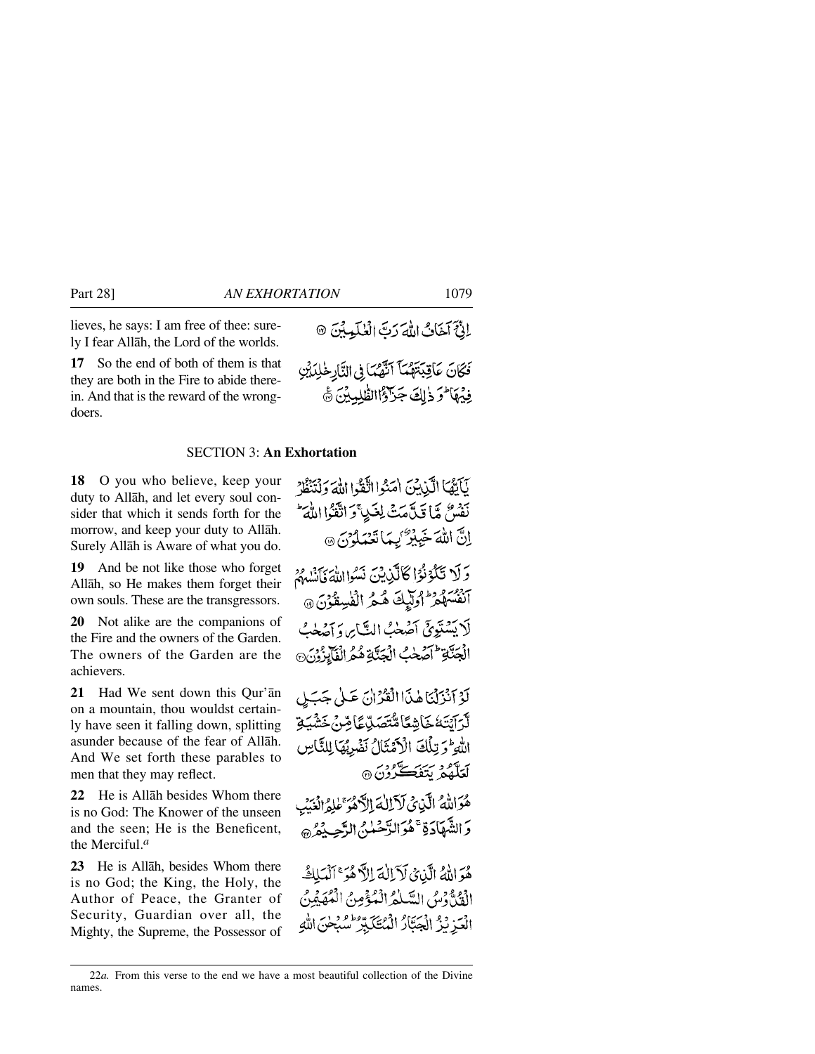lieves, he says: I am free of thee: surely I fear Allāh, the Lord of the worlds.

إِنِّىٓ أَخَافُ ٱللَّهَ رَبَّ ٱلْعَٰلَمِينَ ﴿١٦﴾

**17** So the end of both of them is that they are both in the Fire to abide therein. And that is the reward of the wrongdoers.

فَكَانَ عَٰقِبَتَهُمَآ أَنَّهُمَا فِى ٱلنَّارِ خَٰلِدَيْنِ فِيهَا ۚ وَذَٰلِكَ جَزَٰٓؤُا۟ ٱلظَّٰلِمِينَ ﴿١٧﴾

## SECTION 3: **An Exhortation**

**18** O you who believe, keep your duty to Allāh, and let every soul consider that which it sends forth for the morrow, and keep your duty to Allāh. Surely Allāh is Aware of what you do.

يَٰٓأَيُّهَا ٱلَّذِينَ ءَامَنُوا۟ ٱتَّقُوا۟ ٱللَّهَ وَلْتَنظُرْ نَفْسٌ مَّا قَدَّمَتْ لِغَدٍ ۖ وَٱتَّقُوا۟ ٱللَّهَ ۚ إِنَّ ٱللَّهَ خَبِيرٌۢ بِمَا تَعْمَلُونَ ﴿١٨﴾

**19** And be not like those who forget Allāh, so He makes them forget their own souls. These are the transgressors.

وَلَا تَكُونُوا۟ كَٱلَّذِينَ نَسُوا۟ ٱللَّهَ فَأَنسَىٰهُمْ أَنفُسَهُمْ ۚ أُو۟لَٰٓئِكَ هُمُ ٱلْفَٰسِقُونَ ﴿١٩﴾

**20** Not alike are the companions of the Fire and the owners of the Garden. The owners of the Garden are the achievers.

لَا يَسْتَوِىٓ أَصْحَٰبُ ٱلنَّارِ وَأَصْحَٰبُ ٱلْجَنَّةِ ۚ أَصْحَٰبُ ٱلْجَنَّةِ هُمُ ٱلْفَآئِزُونَ ﴿٢٠﴾

**21** Had We sent down this Qur'ān on a mountain, thou wouldst certainly have seen it falling down, splitting asunder because of the fear of Allāh. And We set forth these parables to men that they may reflect.

لَوْ أَنزَلْنَا هَٰذَا ٱلْقُرْءَانَ عَلَىٰ جَبَلٍ لَّرَأَيْتَهُۥ خَٰشِعًا مُّتَصَدِّعًا مِّنْ خَشْيَةِ ٱللَّهِ ۚ وَتِلْكَ ٱلْأَمْثَٰلُ نَضْرِبُهَا لِلنَّاسِ لَعَلَّهُمْ يَتَفَكَّرُونَ ﴿٢١﴾

**22** He is Allāh besides Whom there is no God: The Knower of the unseen and the seen; He is the Beneficent, the Merciful.[a]

هُوَ ٱللَّهُ ٱلَّذِى لَآ إِلَٰهَ إِلَّا هُوَ ۖ عَٰلِمُ ٱلْغَيْبِ وَٱلشَّهَٰدَةِ ۖ هُوَ ٱلرَّحْمَٰنُ ٱلرَّحِيمُ ﴿٢٢﴾

**23** He is Allāh, besides Whom there is no God; the King, the Holy, the Author of Peace, the Granter of Security, Guardian over all, the Mighty, the Supreme, the Possessor of

هُوَ ٱللَّهُ ٱلَّذِى لَآ إِلَٰهَ إِلَّا هُوَ ٱلْمَلِكُ ٱلْقُدُّوسُ ٱلسَّلَٰمُ ٱلْمُؤْمِنُ ٱلْمُهَيْمِنُ ٱلْعَزِيزُ ٱلْجَبَّارُ ٱلْمُتَكَبِّرُ ۚ سُبْحَٰنَ ٱللَّهِ

---

22*a.* From this verse to the end we have a most beautiful collection of the Divine names.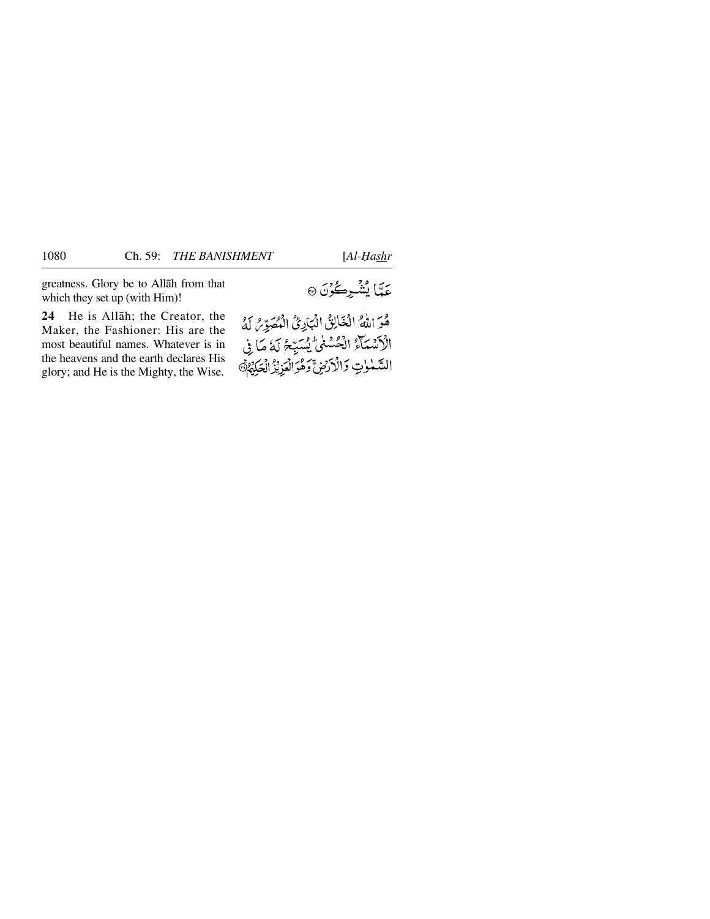greatness. Glory be to Allāh from that which they set up (with Him)!

عَمَّا يُشْرِكُونَ ﴿٢٣﴾

**24** He is Allāh; the Creator, the Maker, the Fashioner: His are the most beautiful names. Whatever is in the heavens and the earth declares His glory; and He is the Mighty, the Wise.

هُوَ اللّٰهُ الْخَالِقُ الْبَارِئُ الْمُصَوِّرُ لَهُ الْاَسْمَآءُ الْحُسْنٰى ؕ يُسَبِّحُ لَهٗ مَا فِى السَّمٰوٰتِ وَالْاَرْضِ ۚ وَهُوَ الْعَزِيْزُ الْحَكِيْمُ ﴿٢٤﴾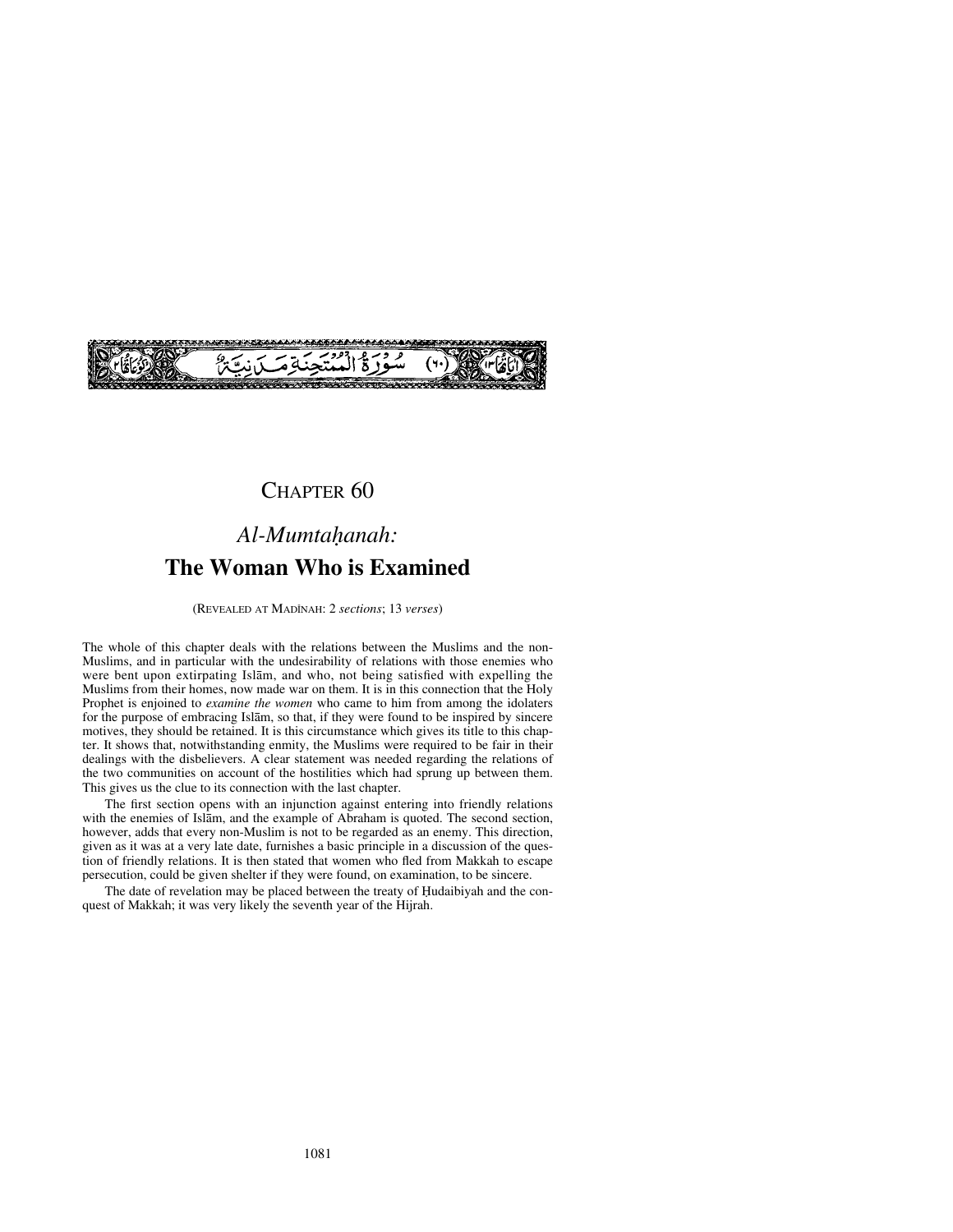سُورَةُ الْمُمْتَحِنَةِ مَدَنِيَّةٌ (٦٠)

# CHAPTER 60

## *Al-Mumtaḥanah:*
## **The Woman Who is Examined**

(REVEALED AT MADĪNAH: 2 *sections*; 13 *verses*)

The whole of this chapter deals with the relations between the Muslims and the non-Muslims, and in particular with the undesirability of relations with those enemies who were bent upon extirpating Islām, and who, not being satisfied with expelling the Muslims from their homes, now made war on them. It is in this connection that the Holy Prophet is enjoined to *examine the women* who came to him from among the idolaters for the purpose of embracing Islām, so that, if they were found to be inspired by sincere motives, they should be retained. It is this circumstance which gives its title to this chapter. It shows that, notwithstanding enmity, the Muslims were required to be fair in their dealings with the disbelievers. A clear statement was needed regarding the relations of the two communities on account of the hostilities which had sprung up between them. This gives us the clue to its connection with the last chapter.

The first section opens with an injunction against entering into friendly relations with the enemies of Islām, and the example of Abraham is quoted. The second section, however, adds that every non-Muslim is not to be regarded as an enemy. This direction, given as it was at a very late date, furnishes a basic principle in a discussion of the question of friendly relations. It is then stated that women who fled from Makkah to escape persecution, could be given shelter if they were found, on examination, to be sincere.

The date of revelation may be placed between the treaty of Ḥudaibiyah and the conquest of Makkah; it was very likely the seventh year of the Hijrah.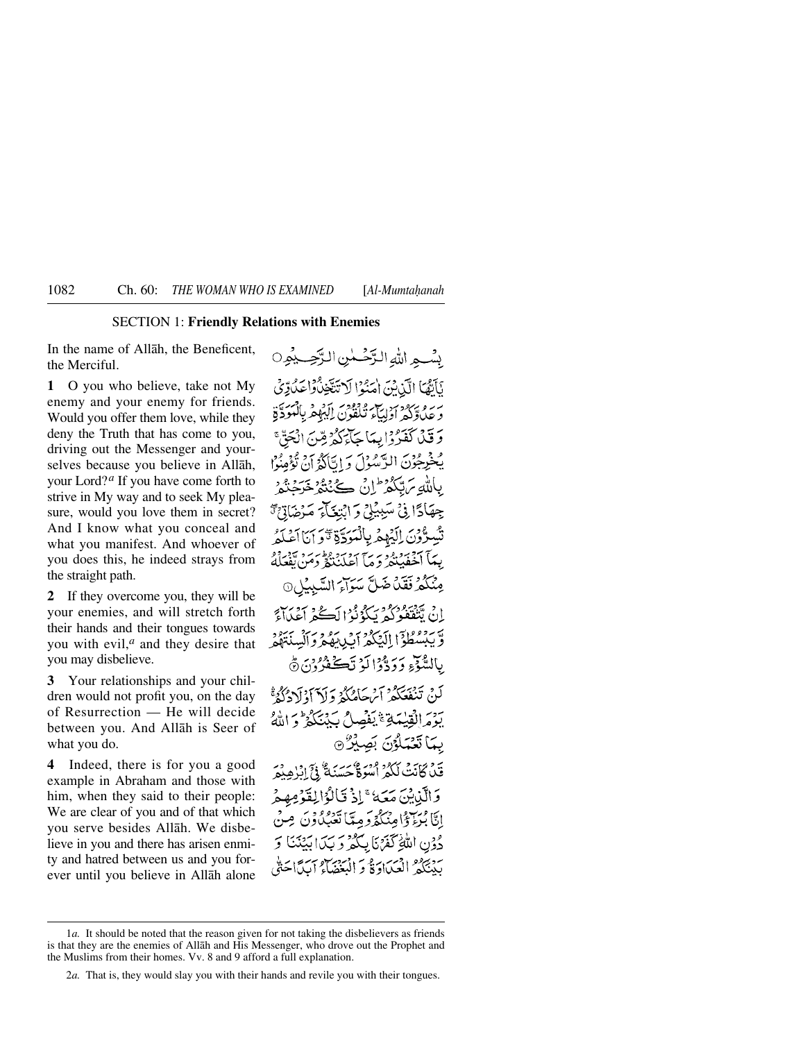## SECTION 1: Friendly Relations with Enemies

In the name of Allāh, the Beneficent, the Merciful.

بِسۡمِ اللّٰہِ الرَّحۡمٰنِ الرَّحِیۡمِ ۝

**1** O you who believe, take not My enemy and your enemy for friends. Would you offer them love, while they deny the Truth that has come to you, driving out the Messenger and yourselves because you believe in Allāh, your Lord?[a] If you have come forth to strive in My way and to seek My pleasure, would you love them in secret? And I know what you conceal and what you manifest. And whoever of you does this, he indeed strays from the straight path.

یٰۤاَیُّہَا الَّذِیۡنَ اٰمَنُوۡا لَا تَتَّخِذُوۡا عَدُوِّیۡ وَ عَدُوَّکُمۡ اَوۡلِیَآءَ تُلۡقُوۡنَ اِلَیۡہِمۡ بِالۡمَوَدَّۃِ وَ قَدۡ کَفَرُوۡا بِمَا جَآءَکُمۡ مِّنَ الۡحَقِّ ۚ یُخۡرِجُوۡنَ الرَّسُوۡلَ وَ اِیَّاکُمۡ اَنۡ تُؤۡمِنُوۡا بِاللّٰہِ رَبِّکُمۡ ؕ اِنۡ کُنۡتُمۡ خَرَجۡتُمۡ جِہَادًا فِیۡ سَبِیۡلِیۡ وَ ابۡتِغَآءَ مَرۡضَاتِیۡ ٭ۖ تُسِرُّوۡنَ اِلَیۡہِمۡ بِالۡمَوَدَّۃِ ٭ۖ وَ اَنَا اَعۡلَمُ بِمَاۤ اَخۡفَیۡتُمۡ وَ مَاۤ اَعۡلَنۡتُمۡ ؕ وَ مَنۡ یَّفۡعَلۡہُ مِنۡکُمۡ فَقَدۡ ضَلَّ سَوَآءَ السَّبِیۡلِ ۝

**2** If they overcome you, they will be your enemies, and will stretch forth their hands and their tongues towards you with evil,[a] and they desire that you may disbelieve.

اِنۡ یَّثۡقَفُوۡکُمۡ یَکُوۡنُوۡا لَکُمۡ اَعۡدَآءً وَّ یَبۡسُطُوۡۤا اِلَیۡکُمۡ اَیۡدِیَہُمۡ وَ اَلۡسِنَتَہُمۡ بِالسُّوۡٓءِ وَ وَدُّوۡا لَوۡ تَکۡفُرُوۡنَ ؕ۝

**3** Your relationships and your children would not profit you, on the day of Resurrection — He will decide between you. And Allāh is Seer of what you do.

لَنۡ تَنۡفَعَکُمۡ اَرۡحَامُکُمۡ وَ لَاۤ اَوۡلَادُکُمۡ ۚۛ یَوۡمَ الۡقِیٰمَۃِ ۚۛ یَفۡصِلُ بَیۡنَکُمۡ ؕ وَ اللّٰہُ بِمَا تَعۡمَلُوۡنَ بَصِیۡرٌ ۝

**4** Indeed, there is for you a good example in Abraham and those with him, when they said to their people: We are clear of you and of that which you serve besides Allāh. We disbelieve in you and there has arisen enmity and hatred between us and you for ever until you believe in Allāh alone

قَدۡ کَانَتۡ لَکُمۡ اُسۡوَۃٌ حَسَنَۃٌ فِیۡۤ اِبۡرٰہِیۡمَ وَ الَّذِیۡنَ مَعَہٗ ۚ اِذۡ قَالُوۡا لِقَوۡمِہِمۡ اِنَّا بُرَءٰٓؤُا مِنۡکُمۡ وَ مِمَّا تَعۡبُدُوۡنَ مِنۡ دُوۡنِ اللّٰہِ ۫ کَفَرۡنَا بِکُمۡ وَ بَدَا بَیۡنَنَا وَ بَیۡنَکُمُ الۡعَدَاوَۃُ وَ الۡبَغۡضَآءُ اَبَدًا حَتّٰی

---

1*a*. It should be noted that the reason given for not taking the disbelievers as friends is that they are the enemies of Allāh and His Messenger, who drove out the Prophet and the Muslims from their homes. Vv. 8 and 9 afford a full explanation.

2*a*. That is, they would slay you with their hands and revile you with their tongues.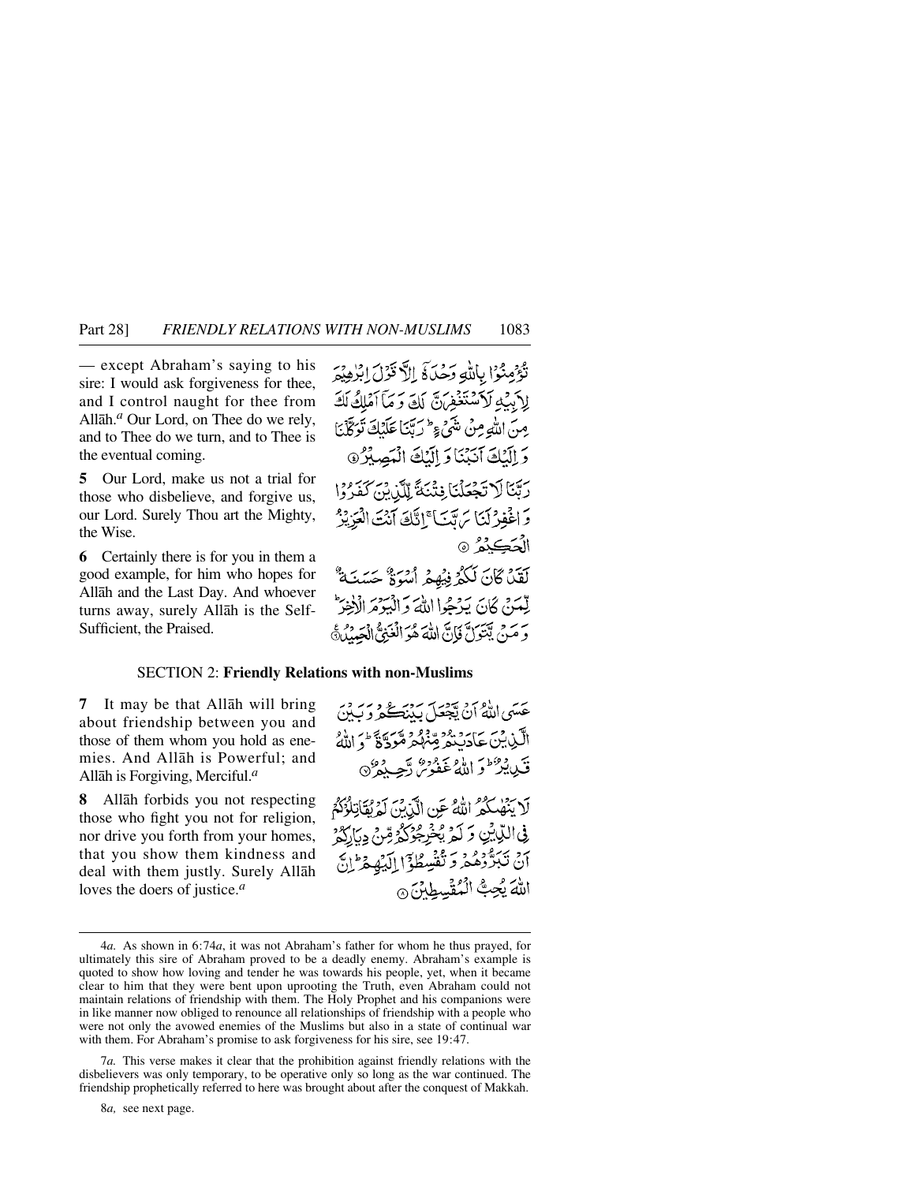— except Abraham's saying to his sire: I would ask forgiveness for thee, and I control naught for thee from Allāh.[a] Our Lord, on Thee do we rely, and to Thee do we turn, and to Thee is the eventual coming.

تُؤْمِنُوْا بِاللّٰهِ وَحْدَهٗٓ اِلَّا قَوْلَ اِبْرٰهِيْمَ لِاَبِيْهِ لَاَسْتَغْفِرَنَّ لَكَ وَمَآ اَمْلِكُ لَكَ مِنَ اللّٰهِ مِنْ شَيْءٍ ؕ رَبَّنَا عَلَيْكَ تَوَكَّلْنَا وَاِلَيْكَ اَنَبْنَا وَاِلَيْكَ الْمَصِيْرُ ۝

**5** Our Lord, make us not a trial for those who disbelieve, and forgive us, our Lord. Surely Thou art the Mighty, the Wise.

رَبَّنَا لَا تَجْعَلْنَا فِتْنَةً لِّلَّذِيْنَ كَفَرُوْا وَاغْفِرْ لَنَا رَبَّنَا ۚ اِنَّكَ اَنْتَ الْعَزِيْزُ الْحَكِيْمُ ۝

**6** Certainly there is for you in them a good example, for him who hopes for Allāh and the Last Day. And whoever turns away, surely Allāh is the Self-Sufficient, the Praised.

لَقَدْ كَانَ لَكُمْ فِيْهِمْ اُسْوَةٌ حَسَنَةٌ لِّمَنْ كَانَ يَرْجُوا اللّٰهَ وَالْيَوْمَ الْاٰخِرَ ؕ وَمَنْ يَّتَوَلَّ فَاِنَّ اللّٰهَ هُوَ الْغَنِيُّ الْحَمِيْدُ ۝

## SECTION 2: **Friendly Relations with non-Muslims**

**7** It may be that Allāh will bring about friendship between you and those of them whom you hold as enemies. And Allāh is Powerful; and Allāh is Forgiving, Merciful.[a]

عَسَى اللّٰهُ اَنْ يَّجْعَلَ بَيْنَكُمْ وَبَيْنَ الَّذِيْنَ عَادَيْتُمْ مِّنْهُمْ مَّوَدَّةً ؕ وَاللّٰهُ قَدِيْرٌ ؕ وَاللّٰهُ غَفُوْرٌ رَّحِيْمٌ ۝

**8** Allāh forbids you not respecting those who fight you not for religion, nor drive you forth from your homes, that you show them kindness and deal with them justly. Surely Allāh loves the doers of justice.[a]

لَا يَنْهٰىكُمُ اللّٰهُ عَنِ الَّذِيْنَ لَمْ يُقَاتِلُوْكُمْ فِي الدِّيْنِ وَلَمْ يُخْرِجُوْكُمْ مِّنْ دِيَارِكُمْ اَنْ تَبَرُّوْهُمْ وَتُقْسِطُوْٓا اِلَيْهِمْ ؕ اِنَّ اللّٰهَ يُحِبُّ الْمُقْسِطِيْنَ ۝

---

4*a.* As shown in 6:74*a*, it was not Abraham's father for whom he thus prayed, for ultimately this sire of Abraham proved to be a deadly enemy. Abraham's example is quoted to show how loving and tender he was towards his people, yet, when it became clear to him that they were bent upon uprooting the Truth, even Abraham could not maintain relations of friendship with them. The Holy Prophet and his companions were in like manner now obliged to renounce all relationships of friendship with a people who were not only the avowed enemies of the Muslims but also in a state of continual war with them. For Abraham's promise to ask forgiveness for his sire, see 19:47.

7*a.* This verse makes it clear that the prohibition against friendly relations with the disbelievers was only temporary, to be operative only so long as the war continued. The friendship prophetically referred to here was brought about after the conquest of Makkah.

8*a,* see next page.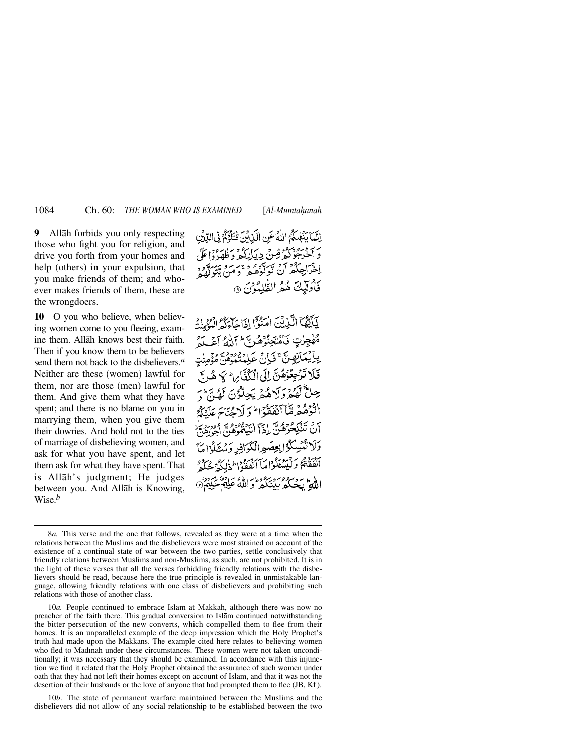**9** Allāh forbids you only respecting those who fight you for religion, and drive you forth from your homes and help (others) in your expulsion, that you make friends of them; and whoever makes friends of them, these are the wrongdoers.

إِنَّمَا يَنْهَىٰكُمُ ٱللَّهُ عَنِ ٱلَّذِينَ قَٰتَلُوكُمْ فِى ٱلدِّينِ وَأَخْرَجُوكُم مِّن دِيَٰرِكُمْ وَظَٰهَرُوا۟ عَلَىٰٓ إِخْرَاجِكُمْ أَن تَوَلَّوْهُمْ ۚ وَمَن يَتَوَلَّهُمْ فَأُو۟لَٰٓئِكَ هُمُ ٱلظَّٰلِمُونَ ﴿٩﴾

**10** O you who believe, when believing women come to you fleeing, examine them. Allāh knows best their faith. Then if you know them to be believers send them not back to the disbelievers.[a] Neither are these (women) lawful for them, nor are those (men) lawful for them. And give them what they have spent; and there is no blame on you in marrying them, when you give them their dowries. And hold not to the ties of marriage of disbelieving women, and ask for what you have spent, and let them ask for what they have spent. That is Allāh's judgment; He judges between you. And Allāh is Knowing, Wise.[b]

يَٰٓأَيُّهَا ٱلَّذِينَ ءَامَنُوٓا۟ إِذَا جَآءَكُمُ ٱلْمُؤْمِنَٰتُ مُهَٰجِرَٰتٍ فَٱمْتَحِنُوهُنَّ ۖ ٱللَّهُ أَعْلَمُ بِإِيمَٰنِهِنَّ ۖ فَإِنْ عَلِمْتُمُوهُنَّ مُؤْمِنَٰتٍ فَلَا تَرْجِعُوهُنَّ إِلَى ٱلْكُفَّارِ ۖ لَا هُنَّ حِلٌّ لَّهُمْ وَلَا هُمْ يَحِلُّونَ لَهُنَّ ۖ وَءَاتُوهُم مَّآ أَنفَقُوا۟ ۚ وَلَا جُنَاحَ عَلَيْكُمْ أَن تَنكِحُوهُنَّ إِذَآ ءَاتَيْتُمُوهُنَّ أُجُورَهُنَّ ۚ وَلَا تُمْسِكُوا۟ بِعِصَمِ ٱلْكَوَافِرِ وَسْـَٔلُوا۟ مَآ أَنفَقْتُمْ وَلْيَسْـَٔلُوا۟ مَآ أَنفَقُوا۟ ۚ ذَٰلِكُمْ حُكْمُ ٱللَّهِ ۖ يَحْكُمُ بَيْنَكُمْ ۚ وَٱللَّهُ عَلِيمٌ حَكِيمٌ ﴿١٠﴾

---

8*a.* This verse and the one that follows, revealed as they were at a time when the relations between the Muslims and the disbelievers were most strained on account of the existence of a continual state of war between the two parties, settle conclusively that friendly relations between Muslims and non-Muslims, as such, are not prohibited. It is in the light of these verses that all the verses forbidding friendly relations with the disbelievers should be read, because here the true principle is revealed in unmistakable language, allowing friendly relations with one class of disbelievers and prohibiting such relations with those of another class.

10*a.* People continued to embrace Islām at Makkah, although there was now no preacher of the faith there. This gradual conversion to Islām continued notwithstanding the bitter persecution of the new converts, which compelled them to flee from their homes. It is an unparalleled example of the deep impression which the Holy Prophet's truth had made upon the Makkans. The example cited here relates to believing women who fled to Madīnah under these circumstances. These women were not taken unconditionally; it was necessary that they should be examined. In accordance with this injunction we find it related that the Holy Prophet obtained the assurance of such women under oath that they had not left their homes except on account of Islām, and that it was not the desertion of their husbands or the love of anyone that had prompted them to flee (JB, Kf).

10*b.* The state of permanent warfare maintained between the Muslims and the disbelievers did not allow of any social relationship to be established between the two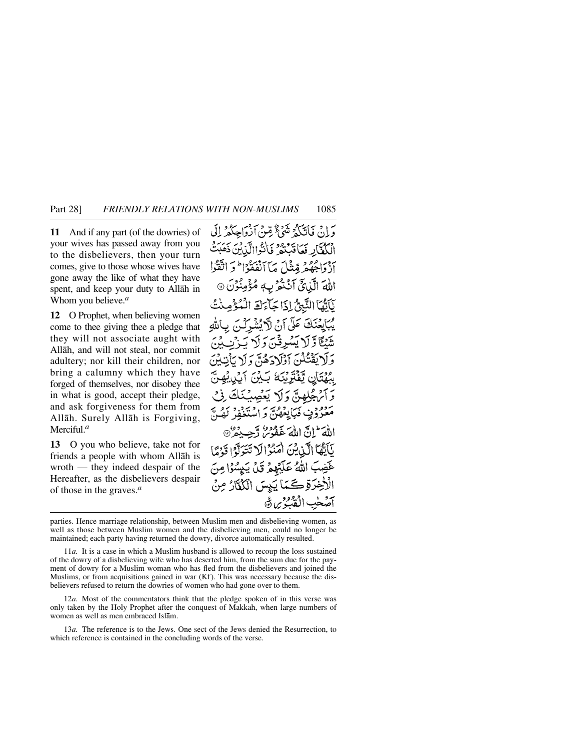**11** And if any part (of the dowries) of your wives has passed away from you to the disbelievers, then your turn comes, give to those whose wives have gone away the like of what they have spent, and keep your duty to Allāh in Whom you believe.[a]

وَ اِنۡ فَاتَکُمۡ شَیۡءٌ مِّنۡ اَزۡوَاجِکُمۡ اِلَی الۡکُفَّارِ فَعَاقَبۡتُمۡ فَاٰتُوا الَّذِیۡنَ ذَہَبَتۡ اَزۡوَاجُہُمۡ مِّثۡلَ مَاۤ اَنۡفَقُوۡا ؕ وَ اتَّقُوا اللّٰہَ الَّذِیۡۤ اَنۡتُمۡ بِہٖ مُؤۡمِنُوۡنَ ﴿۱۱﴾

**12** O Prophet, when believing women come to thee giving thee a pledge that they will not associate aught with Allāh, and will not steal, nor commit adultery; nor kill their children, nor bring a calumny which they have forged of themselves, nor disobey thee in what is good, accept their pledge, and ask forgiveness for them from Allāh. Surely Allāh is Forgiving, Merciful.[a]

یٰۤاَیُّہَا النَّبِیُّ اِذَا جَآءَکَ الۡمُؤۡمِنٰتُ یُبَایِعۡنَکَ عَلٰۤی اَنۡ لَّا یُشۡرِکۡنَ بِاللّٰہِ شَیۡئًا وَّ لَا یَسۡرِقۡنَ وَ لَا یَزۡنِیۡنَ وَ لَا یَقۡتُلۡنَ اَوۡلَادَہُنَّ وَ لَا یَاۡتِیۡنَ بِبُہۡتَانٍ یَّفۡتَرِیۡنَہٗ بَیۡنَ اَیۡدِیۡہِنَّ وَ اَرۡجُلِہِنَّ وَ لَا یَعۡصِیۡنَکَ فِیۡ مَعۡرُوۡفٍ فَبَایِعۡہُنَّ وَ اسۡتَغۡفِرۡ لَہُنَّ اللّٰہَ ؕ اِنَّ اللّٰہَ غَفُوۡرٌ رَّحِیۡمٌ ﴿۱۲﴾

**13** O you who believe, take not for friends a people with whom Allāh is wroth — they indeed despair of the Hereafter, as the disbelievers despair of those in the graves.[a]

یٰۤاَیُّہَا الَّذِیۡنَ اٰمَنُوۡا لَا تَتَوَلَّوۡا قَوۡمًا غَضِبَ اللّٰہُ عَلَیۡہِمۡ قَدۡ یَئِسُوۡا مِنَ الۡاٰخِرَۃِ کَمَا یَئِسَ الۡکُفَّارُ مِنۡ اَصۡحٰبِ الۡقُبُوۡرِ ﴿۱۳﴾

---

parties. Hence marriage relationship, between Muslim men and disbelieving women, as well as those between Muslim women and the disbelieving men, could no longer be maintained; each party having returned the dowry, divorce automatically resulted.

11*a.* It is a case in which a Muslim husband is allowed to recoup the loss sustained of the dowry of a disbelieving wife who has deserted him, from the sum due for the payment of dowry for a Muslim woman who has fled from the disbelievers and joined the Muslims, or from acquisitions gained in war (Kf). This was necessary because the disbelievers refused to return the dowries of women who had gone over to them.

12*a.* Most of the commentators think that the pledge spoken of in this verse was only taken by the Holy Prophet after the conquest of Makkah, when large numbers of women as well as men embraced Islām.

13*a.* The reference is to the Jews. One sect of the Jews denied the Resurrection, to which reference is contained in the concluding words of the verse.